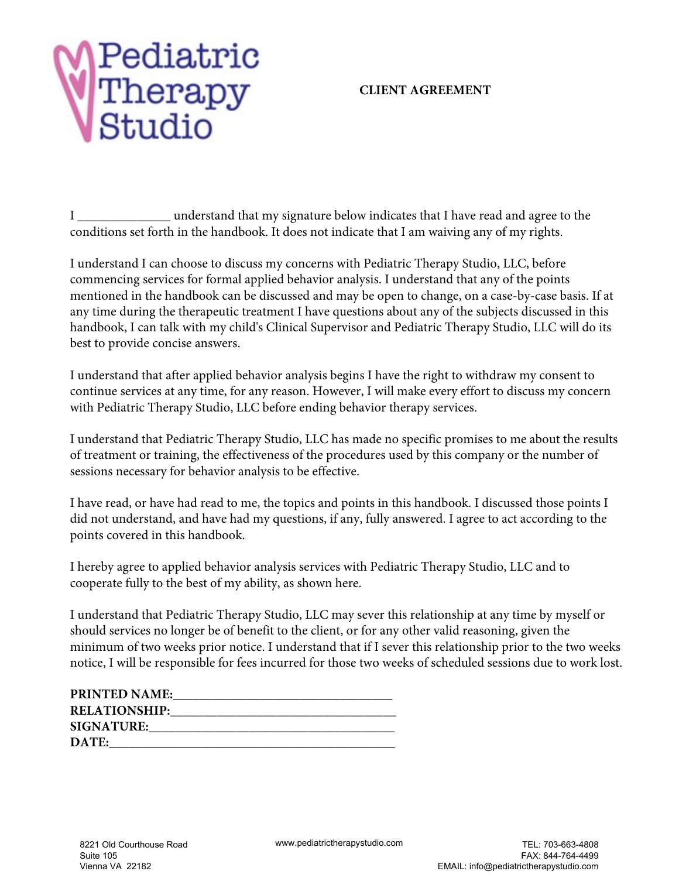Pediatric Therapy Studio

# CLIENT AGREEMENT

I ______________ understand that my signature below indicates that I have read and agree to the conditions set forth in the handbook. It does not indicate that I am waiving any of my rights.

I understand I can choose to discuss my concerns with Pediatric Therapy Studio, LLC, before commencing services for formal applied behavior analysis. I understand that any of the points mentioned in the handbook can be discussed and may be open to change, on a case-by-case basis. If at any time during the therapeutic treatment I have questions about any of the subjects discussed in this handbook, I can talk with my child's Clinical Supervisor and Pediatric Therapy Studio, LLC will do its best to provide concise answers.

I understand that after applied behavior analysis begins I have the right to withdraw my consent to continue services at any time, for any reason. However, I will make every effort to discuss my concern with Pediatric Therapy Studio, LLC before ending behavior therapy services.

I understand that Pediatric Therapy Studio, LLC has made no specific promises to me about the results of treatment or training, the effectiveness of the procedures used by this company or the number of sessions necessary for behavior analysis to be effective.

I have read, or have had read to me, the topics and points in this handbook. I discussed those points I did not understand, and have had my questions, if any, fully answered. I agree to act according to the points covered in this handbook.

I hereby agree to applied behavior analysis services with Pediatric Therapy Studio, LLC and to cooperate fully to the best of my ability, as shown here.

I understand that Pediatric Therapy Studio, LLC may sever this relationship at any time by myself or should services no longer be of benefit to the client, or for any other valid reasoning, given the minimum of two weeks prior notice. I understand that if I sever this relationship prior to the two weeks notice, I will be responsible for fees incurred for those two weeks of scheduled sessions due to work lost.

**PRINTED NAME:**_________________________________
**RELATIONSHIP:**_________________________________
**SIGNATURE:**_________________________________
**DATE:**_________________________________

8221 Old Courthouse Road
Suite 105
Vienna VA 22182

www.pediatrictherapystudio.com

TEL: 703-663-4808
FAX: 844-764-4499
EMAIL: info@pediatrictherapystudio.com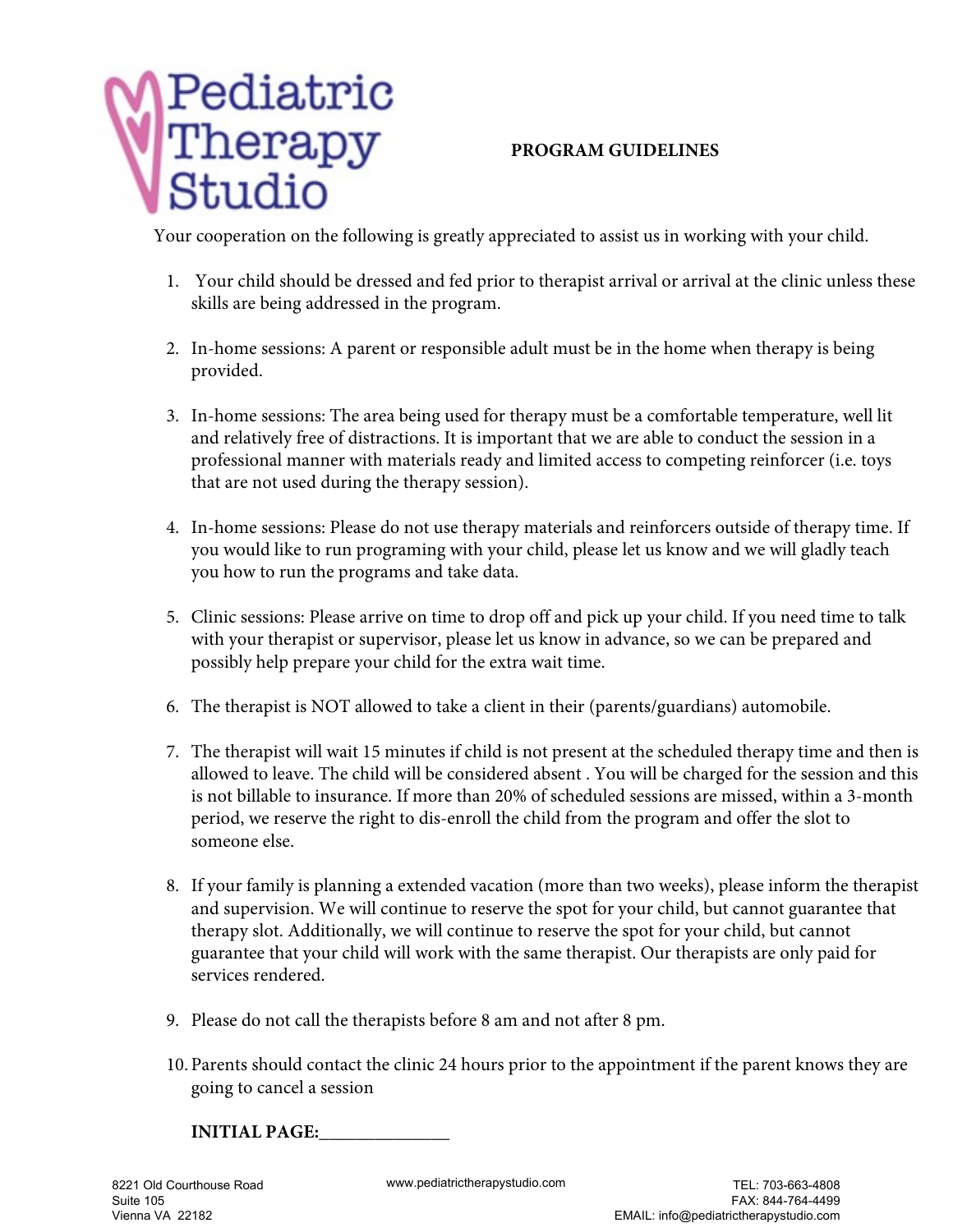Pediatric Therapy Studio

# PROGRAM GUIDELINES

Your cooperation on the following is greatly appreciated to assist us in working with your child.

1. Your child should be dressed and fed prior to therapist arrival or arrival at the clinic unless these skills are being addressed in the program.

2. In-home sessions: A parent or responsible adult must be in the home when therapy is being provided.

3. In-home sessions: The area being used for therapy must be a comfortable temperature, well lit and relatively free of distractions. It is important that we are able to conduct the session in a professional manner with materials ready and limited access to competing reinforcer (i.e. toys that are not used during the therapy session).

4. In-home sessions: Please do not use therapy materials and reinforcers outside of therapy time. If you would like to run programing with your child, please let us know and we will gladly teach you how to run the programs and take data.

5. Clinic sessions: Please arrive on time to drop off and pick up your child. If you need time to talk with your therapist or supervisor, please let us know in advance, so we can be prepared and possibly help prepare your child for the extra wait time.

6. The therapist is NOT allowed to take a client in their (parents/guardians) automobile.

7. The therapist will wait 15 minutes if child is not present at the scheduled therapy time and then is allowed to leave. The child will be considered absent . You will be charged for the session and this is not billable to insurance. If more than 20% of scheduled sessions are missed, within a 3-month period, we reserve the right to dis-enroll the child from the program and offer the slot to someone else.

8. If your family is planning a extended vacation (more than two weeks), please inform the therapist and supervision. We will continue to reserve the spot for your child, but cannot guarantee that therapy slot. Additionally, we will continue to reserve the spot for your child, but cannot guarantee that your child will work with the same therapist. Our therapists are only paid for services rendered.

9. Please do not call the therapists before 8 am and not after 8 pm.

10. Parents should contact the clinic 24 hours prior to the appointment if the parent knows they are going to cancel a session

**INITIAL PAGE:**______________

8221 Old Courthouse Road
Suite 105
Vienna VA 22182

www.pediatrictherapystudio.com

TEL: 703-663-4808
FAX: 844-764-4499
EMAIL: info@pediatrictherapystudio.com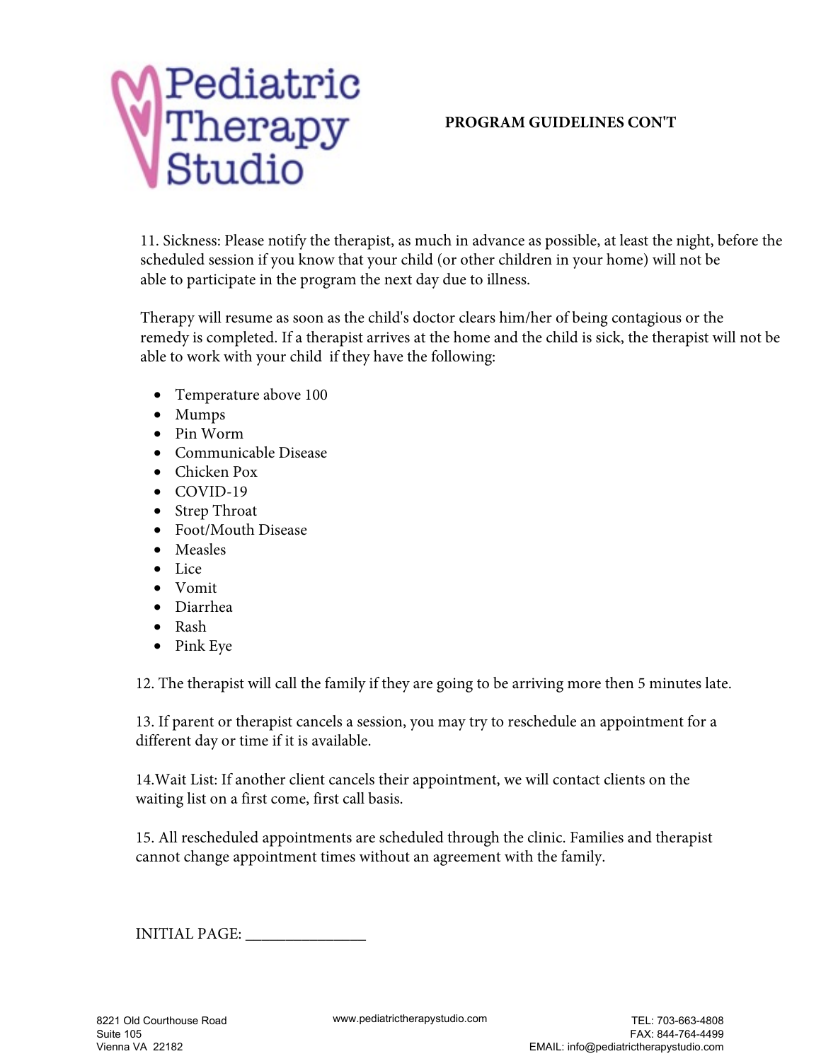# Pediatric Therapy Studio

**PROGRAM GUIDELINES CON'T**

11. Sickness: Please notify the therapist, as much in advance as possible, at least the night, before the scheduled session if you know that your child (or other children in your home) will not be able to participate in the program the next day due to illness.

Therapy will resume as soon as the child's doctor clears him/her of being contagious or the remedy is completed. If a therapist arrives at the home and the child is sick, the therapist will not be able to work with your child if they have the following:

- Temperature above 100
- Mumps
- Pin Worm
- Communicable Disease
- Chicken Pox
- COVID-19
- Strep Throat
- Foot/Mouth Disease
- Measles
- Lice
- Vomit
- Diarrhea
- Rash
- Pink Eye

12. The therapist will call the family if they are going to be arriving more then 5 minutes late.

13. If parent or therapist cancels a session, you may try to reschedule an appointment for a different day or time if it is available.

14. Wait List: If another client cancels their appointment, we will contact clients on the waiting list on a first come, first call basis.

15. All rescheduled appointments are scheduled through the clinic. Families and therapist cannot change appointment times without an agreement with the family.

INITIAL PAGE: _______________

8221 Old Courthouse Road
Suite 105
Vienna VA 22182

www.pediatrictherapystudio.com

TEL: 703-663-4808
FAX: 844-764-4499
EMAIL: info@pediatrictherapystudio.com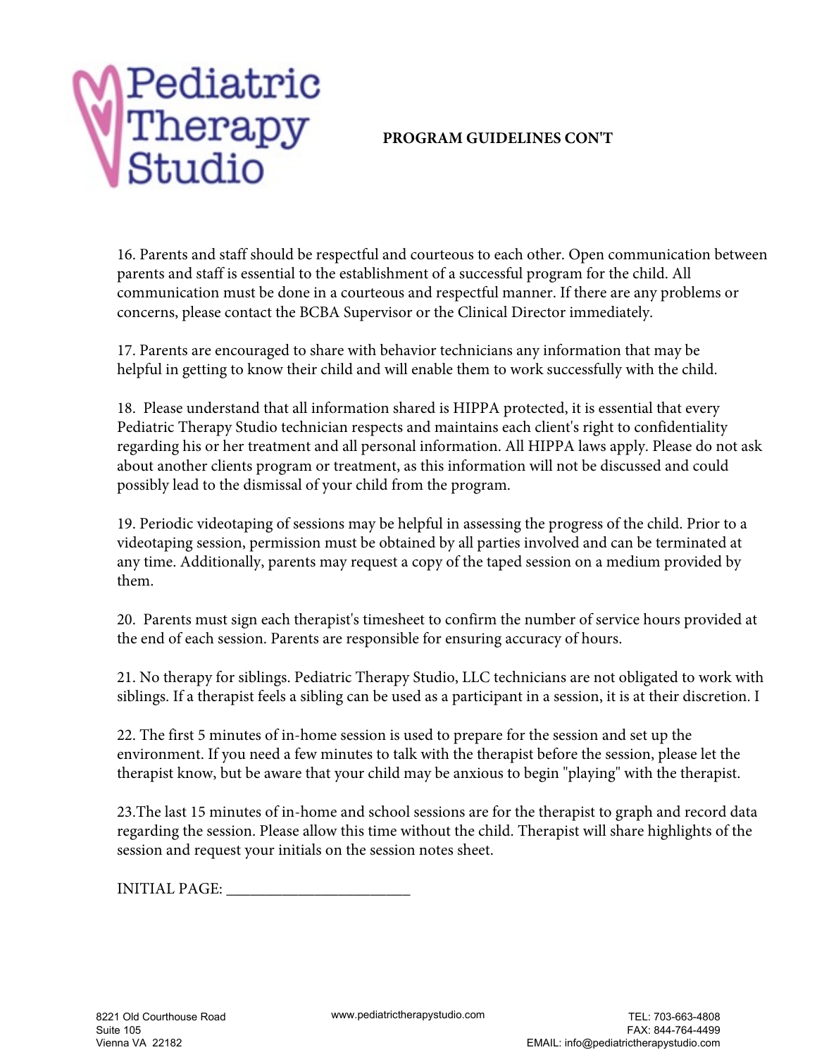**PROGRAM GUIDELINES CON'T**

16. Parents and staff should be respectful and courteous to each other. Open communication between parents and staff is essential to the establishment of a successful program for the child. All communication must be done in a courteous and respectful manner. If there are any problems or concerns, please contact the BCBA Supervisor or the Clinical Director immediately.

17. Parents are encouraged to share with behavior technicians any information that may be helpful in getting to know their child and will enable them to work successfully with the child.

18. Please understand that all information shared is HIPPA protected, it is essential that every Pediatric Therapy Studio technician respects and maintains each client's right to confidentiality regarding his or her treatment and all personal information. All HIPPA laws apply. Please do not ask about another clients program or treatment, as this information will not be discussed and could possibly lead to the dismissal of your child from the program.

19. Periodic videotaping of sessions may be helpful in assessing the progress of the child. Prior to a videotaping session, permission must be obtained by all parties involved and can be terminated at any time. Additionally, parents may request a copy of the taped session on a medium provided by them.

20. Parents must sign each therapist's timesheet to confirm the number of service hours provided at the end of each session. Parents are responsible for ensuring accuracy of hours.

21. No therapy for siblings. Pediatric Therapy Studio, LLC technicians are not obligated to work with siblings. If a therapist feels a sibling can be used as a participant in a session, it is at their discretion. I

22. The first 5 minutes of in-home session is used to prepare for the session and set up the environment. If you need a few minutes to talk with the therapist before the session, please let the therapist know, but be aware that your child may be anxious to begin "playing" with the therapist.

23.The last 15 minutes of in-home and school sessions are for the therapist to graph and record data regarding the session. Please allow this time without the child. Therapist will share highlights of the session and request your initials on the session notes sheet.

INITIAL PAGE: ______________________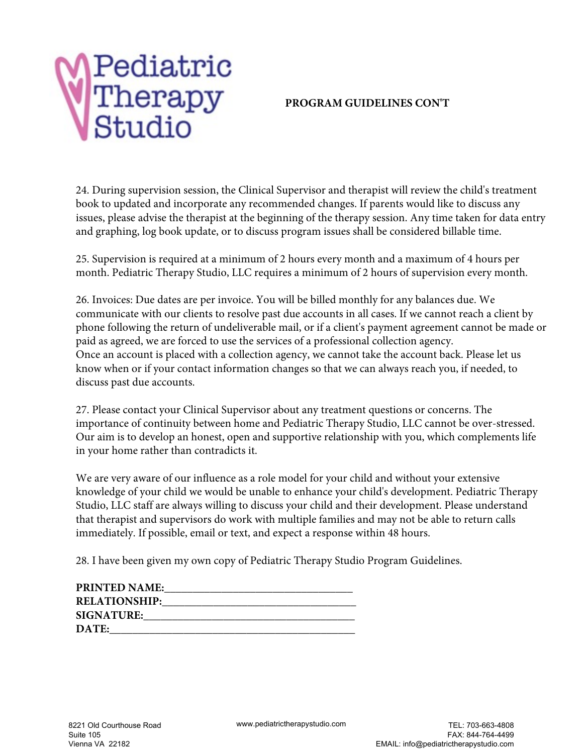**PROGRAM GUIDELINES CON'T**

24. During supervision session, the Clinical Supervisor and therapist will review the child's treatment book to updated and incorporate any recommended changes. If parents would like to discuss any issues, please advise the therapist at the beginning of the therapy session. Any time taken for data entry and graphing, log book update, or to discuss program issues shall be considered billable time.

25. Supervision is required at a minimum of 2 hours every month and a maximum of 4 hours per month. Pediatric Therapy Studio, LLC requires a minimum of 2 hours of supervision every month.

26. Invoices: Due dates are per invoice. You will be billed monthly for any balances due. We communicate with our clients to resolve past due accounts in all cases. If we cannot reach a client by phone following the return of undeliverable mail, or if a client's payment agreement cannot be made or paid as agreed, we are forced to use the services of a professional collection agency.
Once an account is placed with a collection agency, we cannot take the account back. Please let us know when or if your contact information changes so that we can always reach you, if needed, to discuss past due accounts.

27. Please contact your Clinical Supervisor about any treatment questions or concerns. The importance of continuity between home and Pediatric Therapy Studio, LLC cannot be over-stressed. Our aim is to develop an honest, open and supportive relationship with you, which complements life in your home rather than contradicts it.

We are very aware of our influence as a role model for your child and without your extensive knowledge of your child we would be unable to enhance your child's development. Pediatric Therapy Studio, LLC staff are always willing to discuss your child and their development. Please understand that therapist and supervisors do work with multiple families and may not be able to return calls immediately. If possible, email or text, and expect a response within 48 hours.

28. I have been given my own copy of Pediatric Therapy Studio Program Guidelines.

**PRINTED NAME:**_________________________________
**RELATIONSHIP:**_________________________________
**SIGNATURE:**_________________________________
**DATE:**_________________________________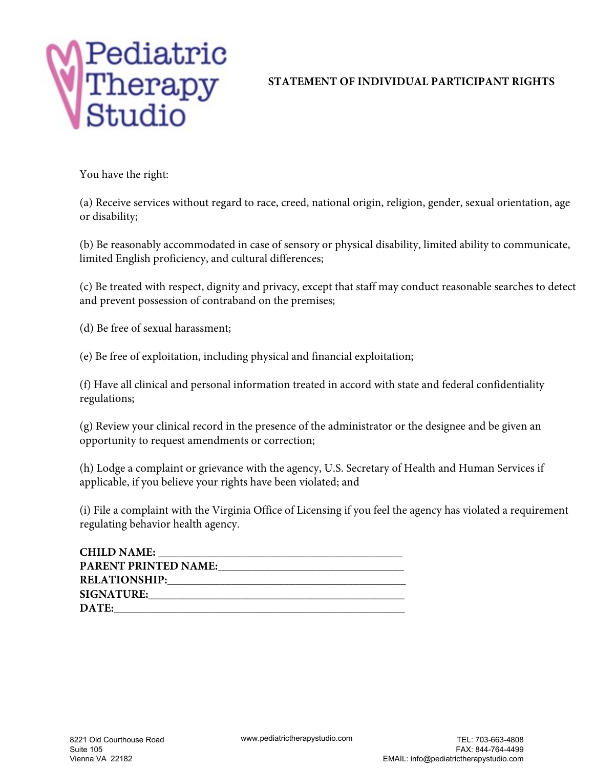# STATEMENT OF INDIVIDUAL PARTICIPANT RIGHTS

You have the right:

(a) Receive services without regard to race, creed, national origin, religion, gender, sexual orientation, age or disability;

(b) Be reasonably accommodated in case of sensory or physical disability, limited ability to communicate, limited English proficiency, and cultural differences;

(c) Be treated with respect, dignity and privacy, except that staff may conduct reasonable searches to detect and prevent possession of contraband on the premises;

(d) Be free of sexual harassment;

(e) Be free of exploitation, including physical and financial exploitation;

(f) Have all clinical and personal information treated in accord with state and federal confidentiality regulations;

(g) Review your clinical record in the presence of the administrator or the designee and be given an opportunity to request amendments or correction;

(h) Lodge a complaint or grievance with the agency, U.S. Secretary of Health and Human Services if applicable, if you believe your rights have been violated; and

(i) File a complaint with the Virginia Office of Licensing if you feel the agency has violated a requirement regulating behavior health agency.

**CHILD NAME:** ___________________________________________

**PARENT PRINTED NAME:** ________________________________

**RELATIONSHIP:** _________________________________________

**SIGNATURE:** ____________________________________________

**DATE:** _________________________________________________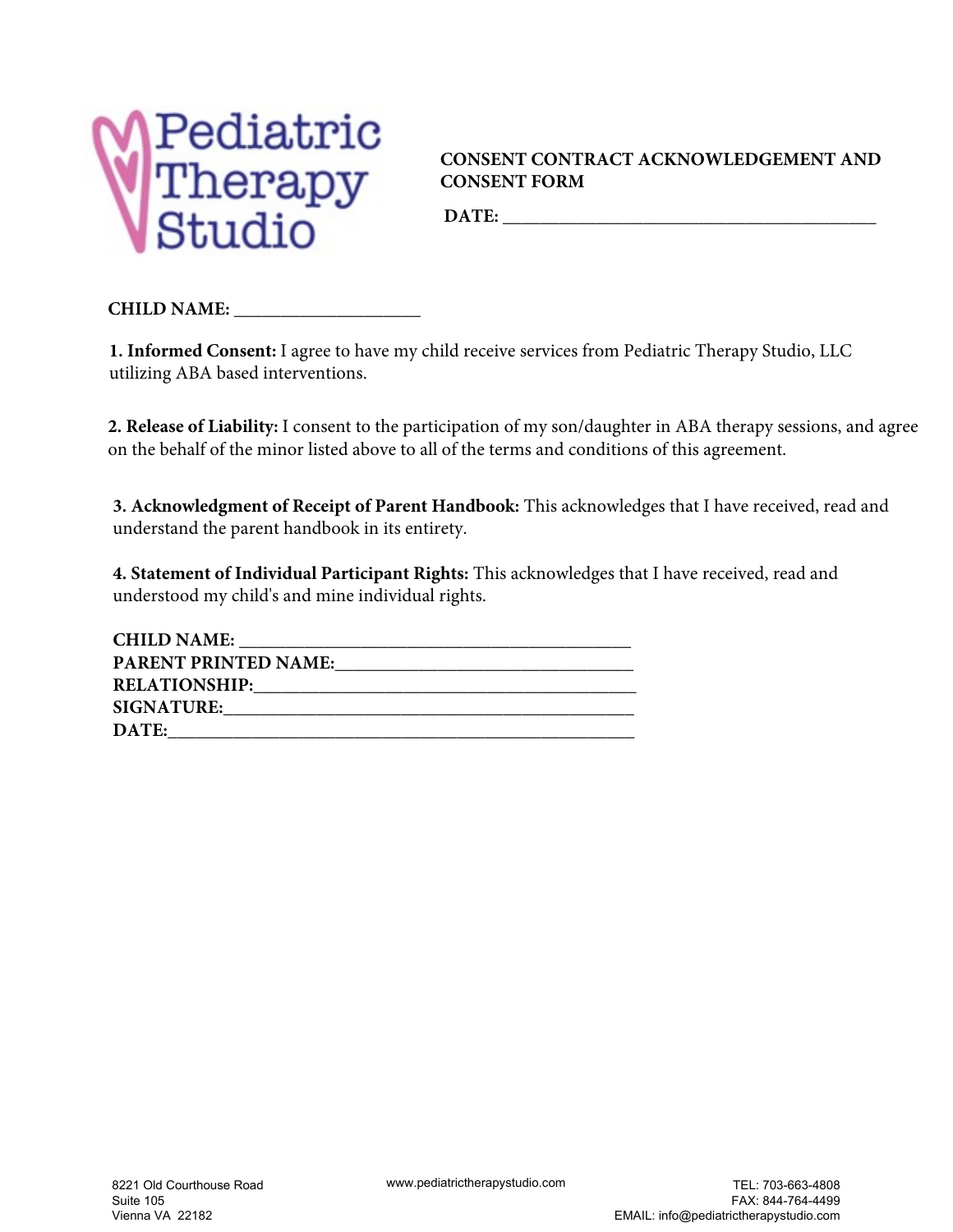Pediatric Therapy Studio

**CONSENT CONTRACT ACKNOWLEDGEMENT AND CONSENT FORM**

**DATE:** ________________________________________

**CHILD NAME:** ____________________

**1. Informed Consent:** I agree to have my child receive services from Pediatric Therapy Studio, LLC utilizing ABA based interventions.

**2. Release of Liability:** I consent to the participation of my son/daughter in ABA therapy sessions, and agree on the behalf of the minor listed above to all of the terms and conditions of this agreement.

**3. Acknowledgment of Receipt of Parent Handbook:** This acknowledges that I have received, read and understand the parent handbook in its entirety.

**4. Statement of Individual Participant Rights:** This acknowledges that I have received, read and understood my child's and mine individual rights.

**CHILD NAME:** ________________________________________
**PARENT PRINTED NAME:** ________________________________
**RELATIONSHIP:** ________________________________________
**SIGNATURE:** __________________________________________
**DATE:** _______________________________________________

8221 Old Courthouse Road
Suite 105
Vienna VA 22182

www.pediatrictherapystudio.com

TEL: 703-663-4808
FAX: 844-764-4499
EMAIL: info@pediatrictherapystudio.com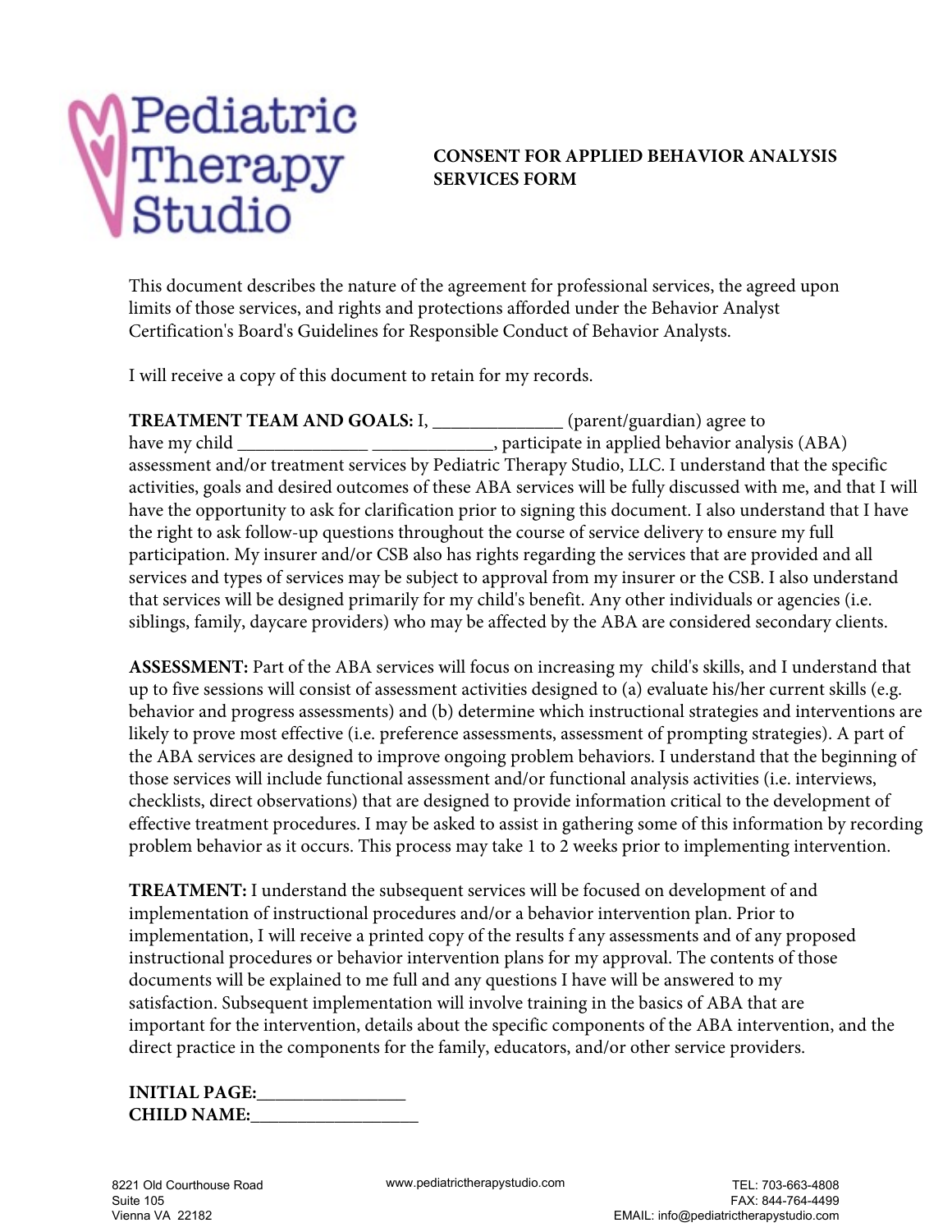# CONSENT FOR APPLIED BEHAVIOR ANALYSIS SERVICES FORM

This document describes the nature of the agreement for professional services, the agreed upon limits of those services, and rights and protections afforded under the Behavior Analyst Certification's Board's Guidelines for Responsible Conduct of Behavior Analysts.

I will receive a copy of this document to retain for my records.

**TREATMENT TEAM AND GOALS:** I, ______________ (parent/guardian) agree to have my child ______________ ______________, participate in applied behavior analysis (ABA) assessment and/or treatment services by Pediatric Therapy Studio, LLC. I understand that the specific activities, goals and desired outcomes of these ABA services will be fully discussed with me, and that I will have the opportunity to ask for clarification prior to signing this document. I also understand that I have the right to ask follow-up questions throughout the course of service delivery to ensure my full participation. My insurer and/or CSB also has rights regarding the services that are provided and all services and types of services may be subject to approval from my insurer or the CSB. I also understand that services will be designed primarily for my child's benefit. Any other individuals or agencies (i.e. siblings, family, daycare providers) who may be affected by the ABA are considered secondary clients.

**ASSESSMENT:** Part of the ABA services will focus on increasing my child's skills, and I understand that up to five sessions will consist of assessment activities designed to (a) evaluate his/her current skills (e.g. behavior and progress assessments) and (b) determine which instructional strategies and interventions are likely to prove most effective (i.e. preference assessments, assessment of prompting strategies). A part of the ABA services are designed to improve ongoing problem behaviors. I understand that the beginning of those services will include functional assessment and/or functional analysis activities (i.e. interviews, checklists, direct observations) that are designed to provide information critical to the development of effective treatment procedures. I may be asked to assist in gathering some of this information by recording problem behavior as it occurs. This process may take 1 to 2 weeks prior to implementing intervention.

**TREATMENT:** I understand the subsequent services will be focused on development of and implementation of instructional procedures and/or a behavior intervention plan. Prior to implementation, I will receive a printed copy of the results f any assessments and of any proposed instructional procedures or behavior intervention plans for my approval. The contents of those documents will be explained to me full and any questions I have will be answered to my satisfaction. Subsequent implementation will involve training in the basics of ABA that are important for the intervention, details about the specific components of the ABA intervention, and the direct practice in the components for the family, educators, and/or other service providers.

**INITIAL PAGE:**________________
**CHILD NAME:**__________________

8221 Old Courthouse Road
Suite 105
Vienna VA 22182

www.pediatrictherapystudio.com

TEL: 703-663-4808
FAX: 844-764-4499
EMAIL: info@pediatrictherapystudio.com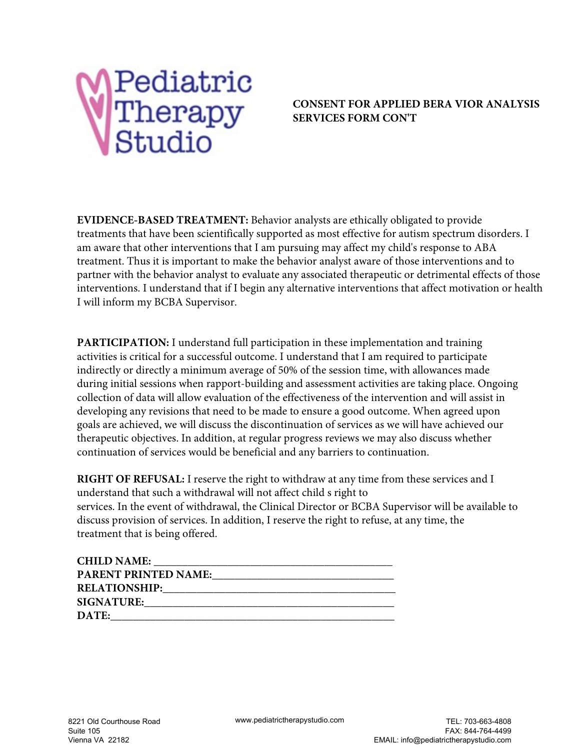**CONSENT FOR APPLIED BERA VIOR ANALYSIS SERVICES FORM CON'T**

**EVIDENCE-BASED TREATMENT:** Behavior analysts are ethically obligated to provide treatments that have been scientifically supported as most effective for autism spectrum disorders. I am aware that other interventions that I am pursuing may affect my child's response to ABA treatment. Thus it is important to make the behavior analyst aware of those interventions and to partner with the behavior analyst to evaluate any associated therapeutic or detrimental effects of those interventions. I understand that if I begin any alternative interventions that affect motivation or health I will inform my BCBA Supervisor.

**PARTICIPATION:** I understand full participation in these implementation and training activities is critical for a successful outcome. I understand that I am required to participate indirectly or directly a minimum average of 50% of the session time, with allowances made during initial sessions when rapport-building and assessment activities are taking place. Ongoing collection of data will allow evaluation of the effectiveness of the intervention and will assist in developing any revisions that need to be made to ensure a good outcome. When agreed upon goals are achieved, we will discuss the discontinuation of services as we will have achieved our therapeutic objectives. In addition, at regular progress reviews we may also discuss whether continuation of services would be beneficial and any barriers to continuation.

**RIGHT OF REFUSAL:** I reserve the right to withdraw at any time from these services and I understand that such a withdrawal will not affect child s right to services. In the event of withdrawal, the Clinical Director or BCBA Supervisor will be available to discuss provision of services. In addition, I reserve the right to refuse, at any time, the treatment that is being offered.

**CHILD NAME:** ___________________________________________

**PARENT PRINTED NAME:**______________________________

**RELATIONSHIP:**_____________________________________

**SIGNATURE:**_______________________________________

**DATE:**___________________________________________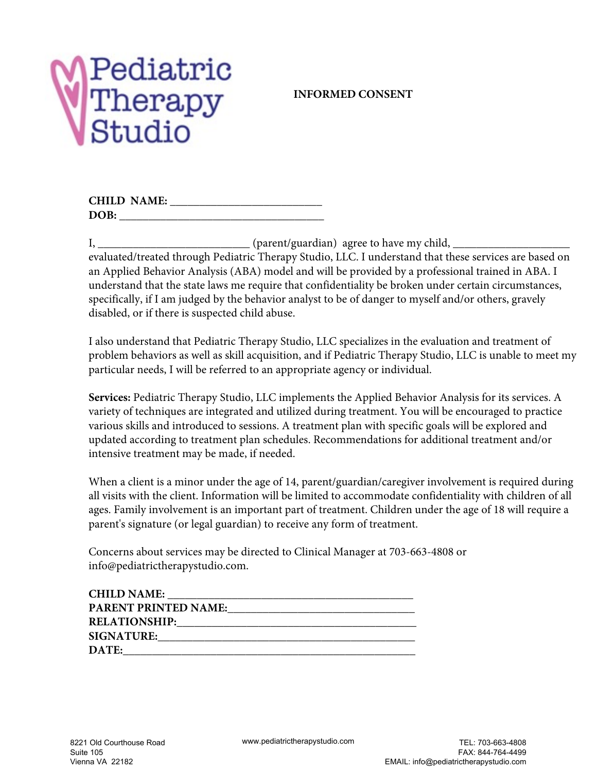Pediatric Therapy Studio

# INFORMED CONSENT

**CHILD NAME:** ___________________________
**DOB:** ____________________________________

I, ___________________________ (parent/guardian) agree to have my child, ____________________ evaluated/treated through Pediatric Therapy Studio, LLC. I understand that these services are based on an Applied Behavior Analysis (ABA) model and will be provided by a professional trained in ABA. I understand that the state laws me require that confidentiality be broken under certain circumstances, specifically, if I am judged by the behavior analyst to be of danger to myself and/or others, gravely disabled, or if there is suspected child abuse.

I also understand that Pediatric Therapy Studio, LLC specializes in the evaluation and treatment of problem behaviors as well as skill acquisition, and if Pediatric Therapy Studio, LLC is unable to meet my particular needs, I will be referred to an appropriate agency or individual.

**Services:** Pediatric Therapy Studio, LLC implements the Applied Behavior Analysis for its services. A variety of techniques are integrated and utilized during treatment. You will be encouraged to practice various skills and introduced to sessions. A treatment plan with specific goals will be explored and updated according to treatment plan schedules. Recommendations for additional treatment and/or intensive treatment may be made, if needed.

When a client is a minor under the age of 14, parent/guardian/caregiver involvement is required during all visits with the client. Information will be limited to accommodate confidentiality with children of all ages. Family involvement is an important part of treatment. Children under the age of 18 will require a parent's signature (or legal guardian) to receive any form of treatment.

Concerns about services may be directed to Clinical Manager at 703-663-4808 or info@pediatrictherapystudio.com.

**CHILD NAME:** ___________________________________________
**PARENT PRINTED NAME:**_________________________________
**RELATIONSHIP:**___________________________________________
**SIGNATURE:**_____________________________________________
**DATE:**___________________________________________________

8221 Old Courthouse Road
Suite 105
Vienna VA 22182

www.pediatrictherapystudio.com

TEL: 703-663-4808
FAX: 844-764-4499
EMAIL: info@pediatrictherapystudio.com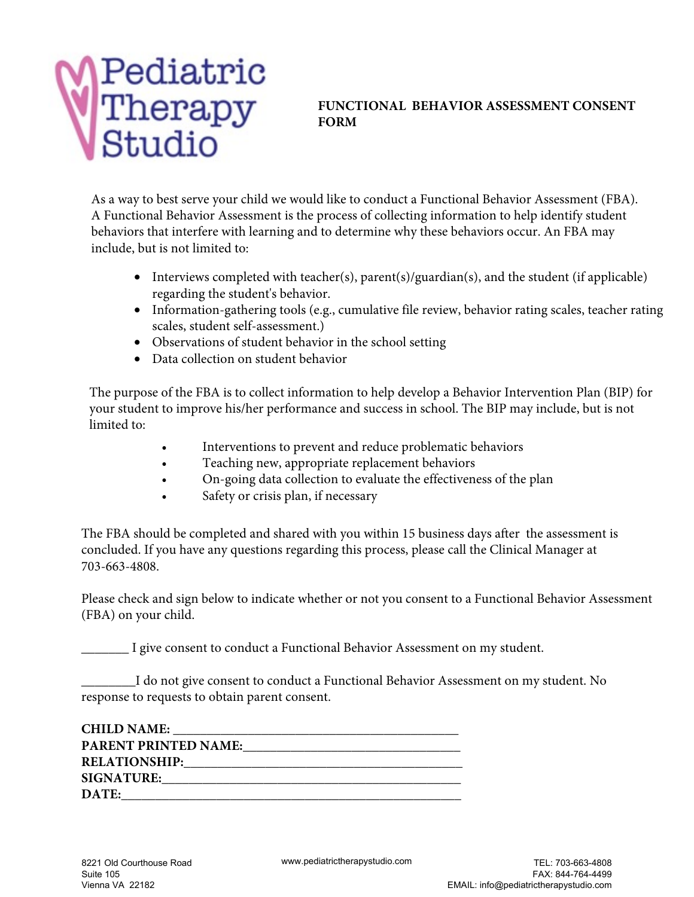Pediatric Therapy Studio

# FUNCTIONAL BEHAVIOR ASSESSMENT CONSENT FORM

As a way to best serve your child we would like to conduct a Functional Behavior Assessment (FBA). A Functional Behavior Assessment is the process of collecting information to help identify student behaviors that interfere with learning and to determine why these behaviors occur. An FBA may include, but is not limited to:

- Interviews completed with teacher(s), parent(s)/guardian(s), and the student (if applicable) regarding the student's behavior.
- Information-gathering tools (e.g., cumulative file review, behavior rating scales, teacher rating scales, student self-assessment.)
- Observations of student behavior in the school setting
- Data collection on student behavior

The purpose of the FBA is to collect information to help develop a Behavior Intervention Plan (BIP) for your student to improve his/her performance and success in school. The BIP may include, but is not limited to:

- Interventions to prevent and reduce problematic behaviors
- Teaching new, appropriate replacement behaviors
- On-going data collection to evaluate the effectiveness of the plan
- Safety or crisis plan, if necessary

The FBA should be completed and shared with you within 15 business days after the assessment is concluded. If you have any questions regarding this process, please call the Clinical Manager at 703-663-4808.

Please check and sign below to indicate whether or not you consent to a Functional Behavior Assessment (FBA) on your child.

_______ I give consent to conduct a Functional Behavior Assessment on my student.

________I do not give consent to conduct a Functional Behavior Assessment on my student. No response to requests to obtain parent consent.

**CHILD NAME:** ___________________________________________

**PARENT PRINTED NAME:**_______________________________

**RELATIONSHIP:**__________________________________________

**SIGNATURE:**_____________________________________________

**DATE:**___________________________________________________

8221 Old Courthouse Road
Suite 105
Vienna VA 22182

www.pediatrictherapystudio.com

TEL: 703-663-4808
FAX: 844-764-4499
EMAIL: info@pediatrictherapystudio.com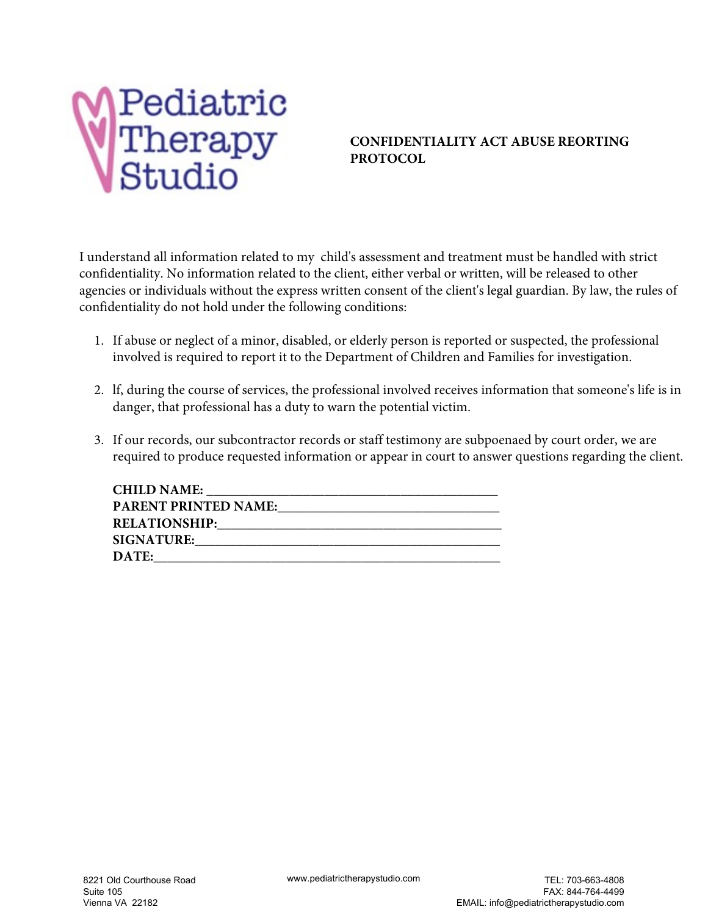Pediatric Therapy Studio

**CONFIDENTIALITY ACT ABUSE REORTING PROTOCOL**

I understand all information related to my child's assessment and treatment must be handled with strict confidentiality. No information related to the client, either verbal or written, will be released to other agencies or individuals without the express written consent of the client's legal guardian. By law, the rules of confidentiality do not hold under the following conditions:

1. If abuse or neglect of a minor, disabled, or elderly person is reported or suspected, the professional involved is required to report it to the Department of Children and Families for investigation.

2. lf, during the course of services, the professional involved receives information that someone's life is in danger, that professional has a duty to warn the potential victim.

3. If our records, our subcontractor records or staff testimony are subpoenaed by court order, we are required to produce requested information or appear in court to answer questions regarding the client.

**CHILD NAME:** ___________________________________________
**PARENT PRINTED NAME:**_________________________________
**RELATIONSHIP:**_______________________________________
**SIGNATURE:**__________________________________________
**DATE:**_______________________________________________

8221 Old Courthouse Road
Suite 105
Vienna VA 22182

www.pediatrictherapystudio.com

TEL: 703-663-4808
FAX: 844-764-4499
EMAIL: info@pediatrictherapystudio.com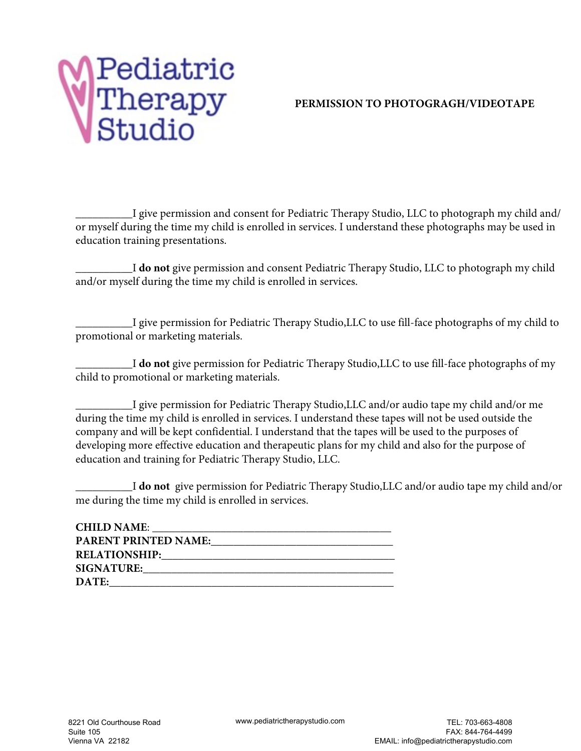# PERMISSION TO PHOTOGRAGH/VIDEOTAPE

__________I give permission and consent for Pediatric Therapy Studio, LLC to photograph my child and/or myself during the time my child is enrolled in services. I understand these photographs may be used in education training presentations.

__________I **do not** give permission and consent Pediatric Therapy Studio, LLC to photograph my child and/or myself during the time my child is enrolled in services.

__________I give permission for Pediatric Therapy Studio,LLC to use fill-face photographs of my child to promotional or marketing materials.

__________I **do not** give permission for Pediatric Therapy Studio,LLC to use fill-face photographs of my child to promotional or marketing materials.

__________I give permission for Pediatric Therapy Studio,LLC and/or audio tape my child and/or me during the time my child is enrolled in services. I understand these tapes will not be used outside the company and will be kept confidential. I understand that the tapes will be used to the purposes of developing more effective education and therapeutic plans for my child and also for the purpose of education and training for Pediatric Therapy Studio, LLC.

__________I **do not** give permission for Pediatric Therapy Studio,LLC and/or audio tape my child and/or me during the time my child is enrolled in services.

**CHILD NAME**: ________________________________________

**PARENT PRINTED NAME:**________________________________

**RELATIONSHIP:**_______________________________________

**SIGNATURE:**__________________________________________

**DATE:**_______________________________________________

8221 Old Courthouse Road
Suite 105
Vienna VA 22182

www.pediatrictherapystudio.com

TEL: 703-663-4808
FAX: 844-764-4499
EMAIL: info@pediatrictherapystudio.com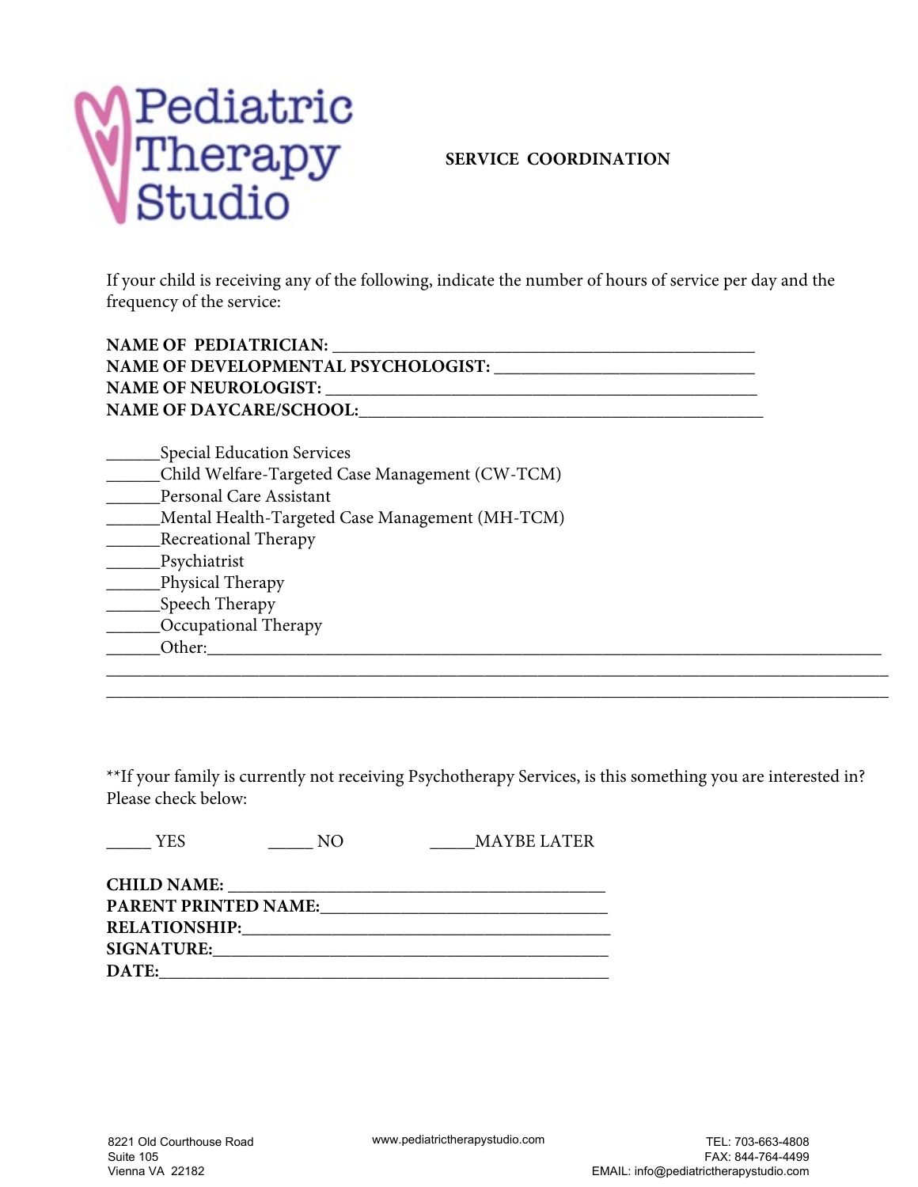Pediatric Therapy Studio

## SERVICE COORDINATION

If your child is receiving any of the following, indicate the number of hours of service per day and the frequency of the service:

**NAME OF PEDIATRICIAN:** ___________________________________________________
**NAME OF DEVELOPMENTAL PSYCHOLOGIST:** _______________________________
**NAME OF NEUROLOGIST:** ___________________________________________________
**NAME OF DAYCARE/SCHOOL:**_________________________________________________

______Special Education Services
______Child Welfare-Targeted Case Management (CW-TCM)
______Personal Care Assistant
______Mental Health-Targeted Case Management (MH-TCM)
______Recreational Therapy
______Psychiatrist
______Physical Therapy
______Speech Therapy
______Occupational Therapy
______Other:_______________________________________________________________________________
______________________________________________________________________________________________
______________________________________________________________________________________________

**If your family is currently not receiving Psychotherapy Services, is this something you are interested in? Please check below:

_____ YES _____ NO _____MAYBE LATER

**CHILD NAME:** ____________________________________________
**PARENT PRINTED NAME:**________________________________
**RELATIONSHIP:**___________________________________________
**SIGNATURE:**______________________________________________
**DATE:**____________________________________________________

8221 Old Courthouse Road
Suite 105
Vienna VA 22182

www.pediatrictherapystudio.com

TEL: 703-663-4808
FAX: 844-764-4499
EMAIL: info@pediatrictherapystudio.com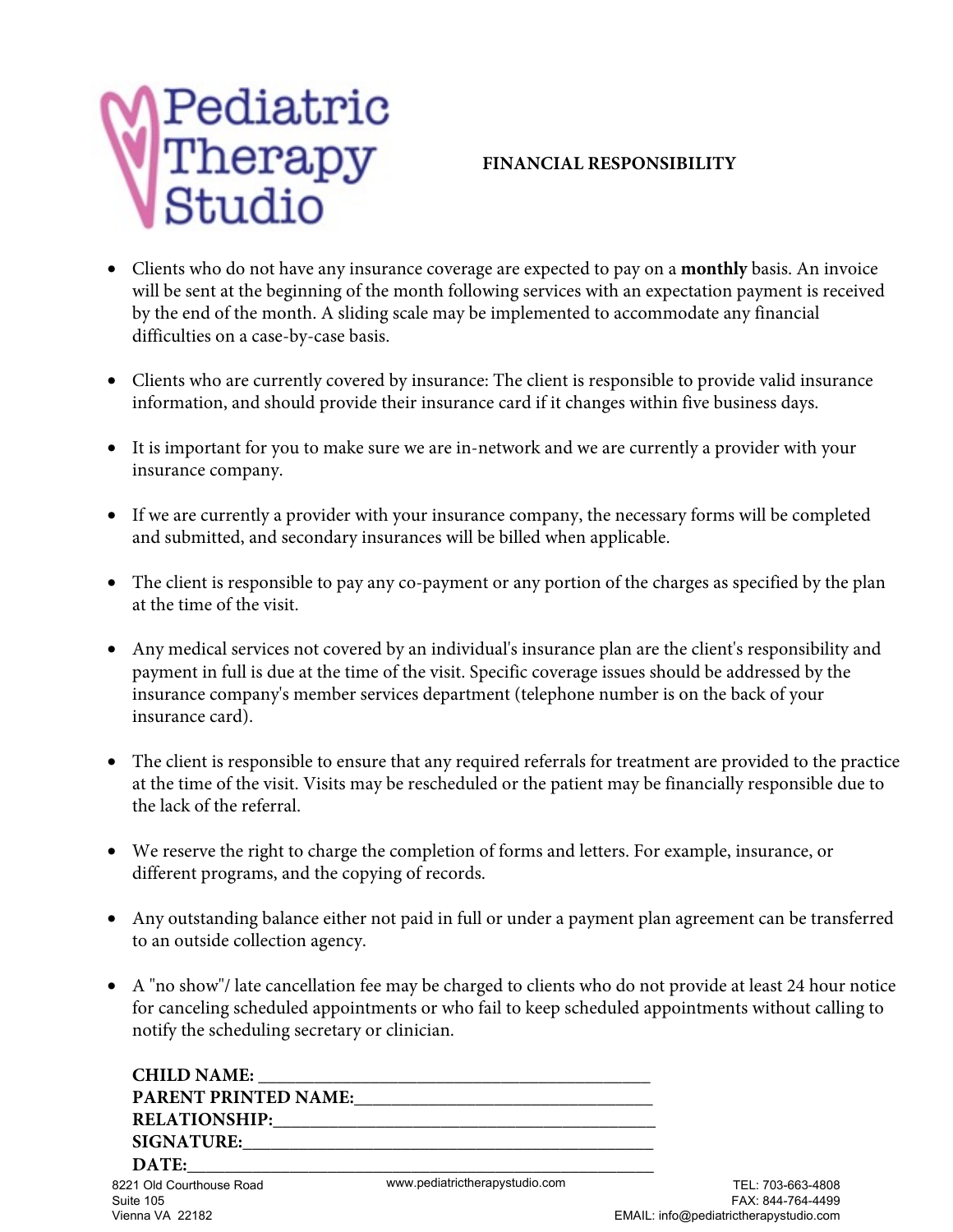Pediatric Therapy Studio

# FINANCIAL RESPONSIBILITY

- Clients who do not have any insurance coverage are expected to pay on a **monthly** basis. An invoice will be sent at the beginning of the month following services with an expectation payment is received by the end of the month. A sliding scale may be implemented to accommodate any financial difficulties on a case-by-case basis.

- Clients who are currently covered by insurance: The client is responsible to provide valid insurance information, and should provide their insurance card if it changes within five business days.

- It is important for you to make sure we are in-network and we are currently a provider with your insurance company.

- If we are currently a provider with your insurance company, the necessary forms will be completed and submitted, and secondary insurances will be billed when applicable.

- The client is responsible to pay any co-payment or any portion of the charges as specified by the plan at the time of the visit.

- Any medical services not covered by an individual's insurance plan are the client's responsibility and payment in full is due at the time of the visit. Specific coverage issues should be addressed by the insurance company's member services department (telephone number is on the back of your insurance card).

- The client is responsible to ensure that any required referrals for treatment are provided to the practice at the time of the visit. Visits may be rescheduled or the patient may be financially responsible due to the lack of the referral.

- We reserve the right to charge the completion of forms and letters. For example, insurance, or different programs, and the copying of records.

- Any outstanding balance either not paid in full or under a payment plan agreement can be transferred to an outside collection agency.

- A "no show"/ late cancellation fee may be charged to clients who do not provide at least 24 hour notice for canceling scheduled appointments or who fail to keep scheduled appointments without calling to notify the scheduling secretary or clinician.

**CHILD NAME:** ______________________________________

**PARENT PRINTED NAME:** ______________________________

**RELATIONSHIP:** _____________________________________

**SIGNATURE:** ________________________________________

**DATE:** ____________________________________________

8221 Old Courthouse Road
Suite 105
Vienna VA 22182

www.pediatrictherapystudio.com

TEL: 703-663-4808
FAX: 844-764-4499
EMAIL: info@pediatrictherapystudio.com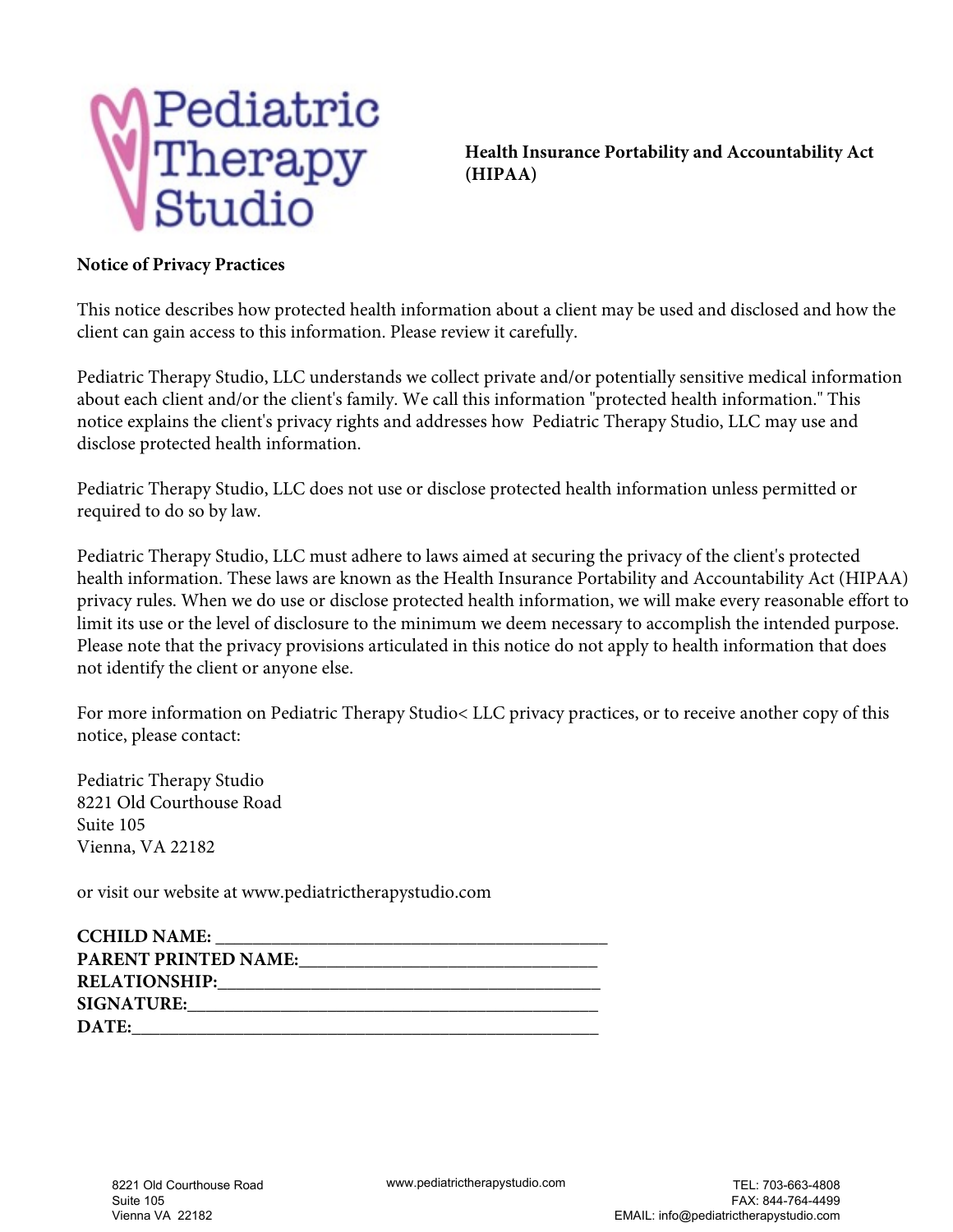Pediatric Therapy Studio

**Health Insurance Portability and Accountability Act (HIPAA)**

**Notice of Privacy Practices**

This notice describes how protected health information about a client may be used and disclosed and how the client can gain access to this information. Please review it carefully.

Pediatric Therapy Studio, LLC understands we collect private and/or potentially sensitive medical information about each client and/or the client's family. We call this information "protected health information." This notice explains the client's privacy rights and addresses how Pediatric Therapy Studio, LLC may use and disclose protected health information.

Pediatric Therapy Studio, LLC does not use or disclose protected health information unless permitted or required to do so by law.

Pediatric Therapy Studio, LLC must adhere to laws aimed at securing the privacy of the client's protected health information. These laws are known as the Health Insurance Portability and Accountability Act (HIPAA) privacy rules. When we do use or disclose protected health information, we will make every reasonable effort to limit its use or the level of disclosure to the minimum we deem necessary to accomplish the intended purpose. Please note that the privacy provisions articulated in this notice do not apply to health information that does not identify the client or anyone else.

For more information on Pediatric Therapy Studio< LLC privacy practices, or to receive another copy of this notice, please contact:

Pediatric Therapy Studio
8221 Old Courthouse Road
Suite 105
Vienna, VA 22182

or visit our website at www.pediatrictherapystudio.com

**CCHILD NAME:** ___________________________________________
**PARENT PRINTED NAME:**________________________________
**RELATIONSHIP:**_______________________________________
**SIGNATURE:**__________________________________________
**DATE:**______________________________________________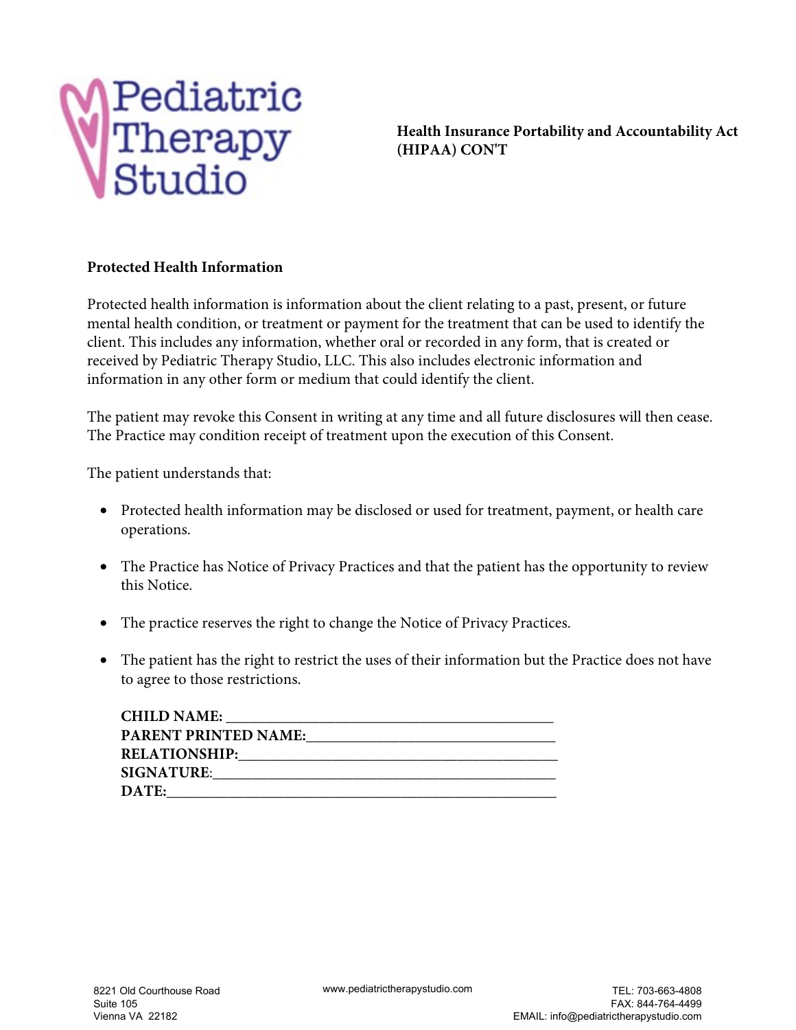**Health Insurance Portability and Accountability Act (HIPAA) CON'T**

**Protected Health Information**

Protected health information is information about the client relating to a past, present, or future mental health condition, or treatment or payment for the treatment that can be used to identify the client. This includes any information, whether oral or recorded in any form, that is created or received by Pediatric Therapy Studio, LLC. This also includes electronic information and information in any other form or medium that could identify the client.

The patient may revoke this Consent in writing at any time and all future disclosures will then cease. The Practice may condition receipt of treatment upon the execution of this Consent.

The patient understands that:

- Protected health information may be disclosed or used for treatment, payment, or health care operations.
- The Practice has Notice of Privacy Practices and that the patient has the opportunity to review this Notice.
- The practice reserves the right to change the Notice of Privacy Practices.
- The patient has the right to restrict the uses of their information but the Practice does not have to agree to those restrictions.

**CHILD NAME:** ___________________________________________

**PARENT PRINTED NAME:**_________________________________

**RELATIONSHIP:**__________________________________________

**SIGNATURE**:____________________________________________

**DATE:**__________________________________________________

8221 Old Courthouse Road
Suite 105
Vienna VA 22182

www.pediatrictherapystudio.com

TEL: 703-663-4808
FAX: 844-764-4499
EMAIL: info@pediatrictherapystudio.com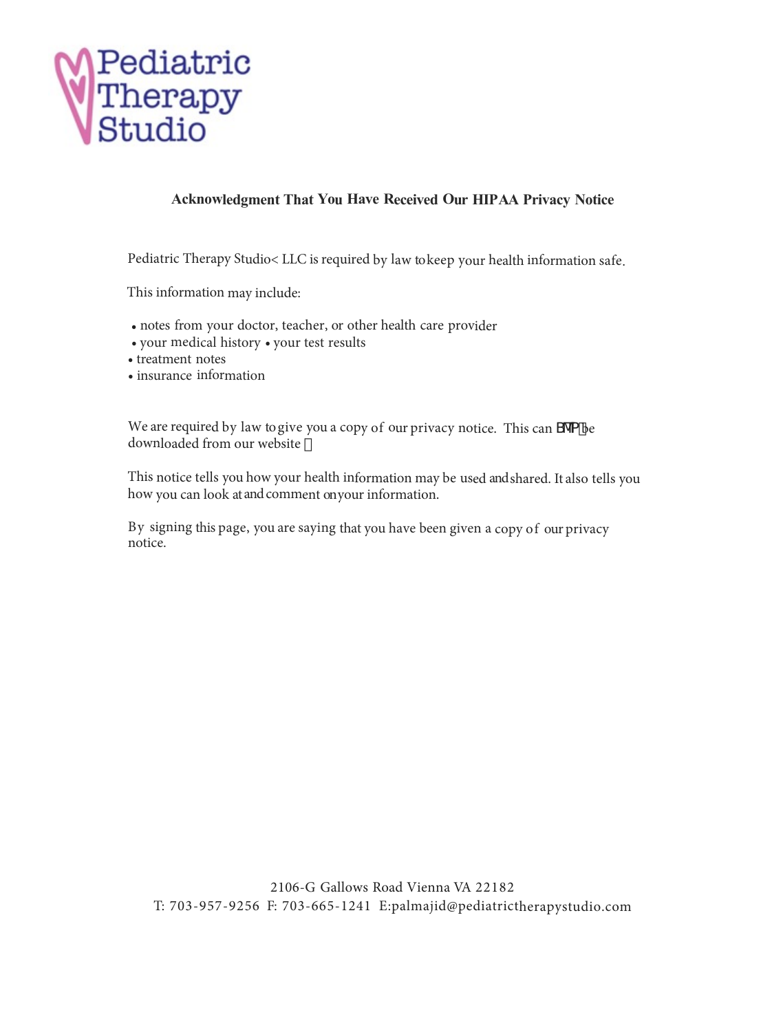Pediatric Therapy Studio

## Acknowledgment That You Have Received Our HIPAA Privacy Notice

Pediatric Therapy Studio< LLC is required by law to keep your health information safe.

This information may include:

- notes from your doctor, teacher, or other health care provider
- your medical history • your test results
- treatment notes
- insurance information

We are required by law to give you a copy of our privacy notice. This can BMTP be downloaded from our website 

This notice tells you how your health information may be used and shared. It also tells you how you can look at and comment on your information.

By signing this page, you are saying that you have been given a copy of our privacy notice.

2106-G Gallows Road Vienna VA 22182
T: 703-957-9256 F: 703-665-1241 E:palmajid@pediatrictherapystudio.com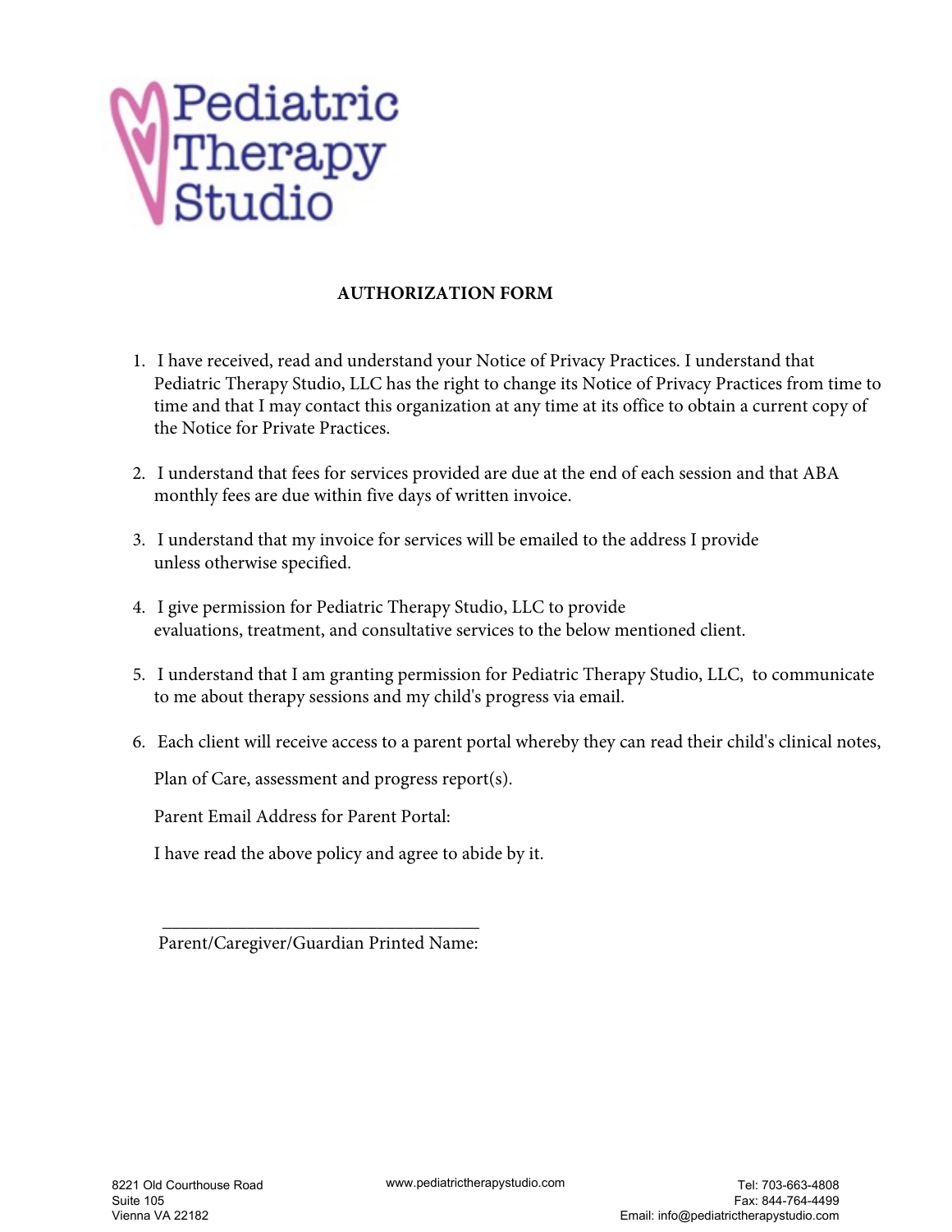Pediatric Therapy Studio

**AUTHORIZATION FORM**

1. I have received, read and understand your Notice of Privacy Practices. I understand that Pediatric Therapy Studio, LLC has the right to change its Notice of Privacy Practices from time to time and that I may contact this organization at any time at its office to obtain a current copy of the Notice for Private Practices.

2. I understand that fees for services provided are due at the end of each session and that ABA monthly fees are due within five days of written invoice.

3. I understand that my invoice for services will be emailed to the address I provide unless otherwise specified.

4. I give permission for Pediatric Therapy Studio, LLC to provide evaluations, treatment, and consultative services to the below mentioned client.

5. I understand that I am granting permission for Pediatric Therapy Studio, LLC, to communicate to me about therapy sessions and my child's progress via email.

6. Each client will receive access to a parent portal whereby they can read their child's clinical notes, Plan of Care, assessment and progress report(s).

   Parent Email Address for Parent Portal:

   I have read the above policy and agree to abide by it.

___________________________________
Parent/Caregiver/Guardian Printed Name:

8221 Old Courthouse Road
Suite 105
Vienna VA 22182

www.pediatrictherapystudio.com

Tel: 703-663-4808
Fax: 844-764-4499
Email: info@pediatrictherapystudio.com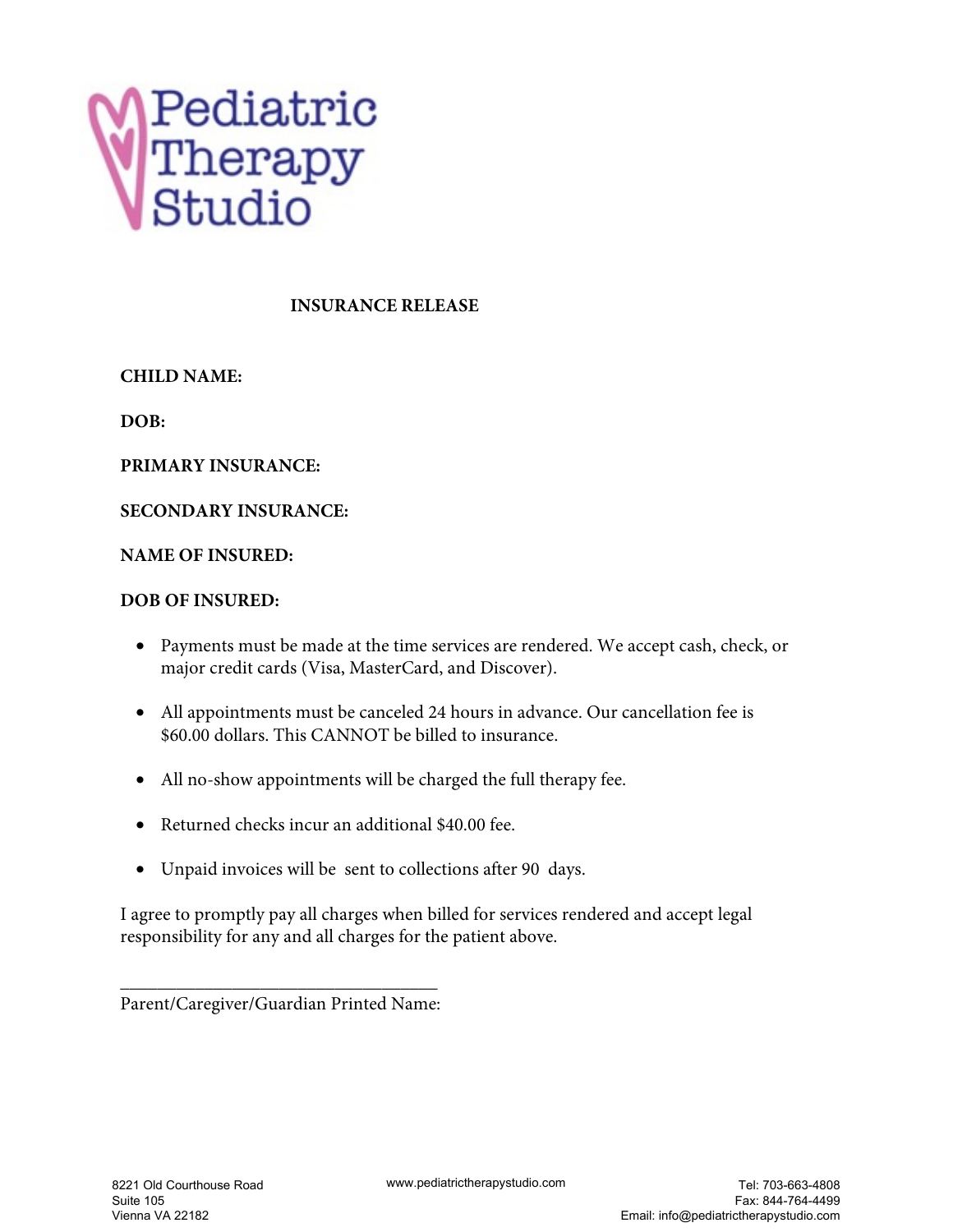Pediatric Therapy Studio

# INSURANCE RELEASE

**CHILD NAME:**

**DOB:**

**PRIMARY INSURANCE:**

**SECONDARY INSURANCE:**

**NAME OF INSURED:**

**DOB OF INSURED:**

- Payments must be made at the time services are rendered. We accept cash, check, or major credit cards (Visa, MasterCard, and Discover).
- All appointments must be canceled 24 hours in advance. Our cancellation fee is $60.00 dollars. This CANNOT be billed to insurance.
- All no-show appointments will be charged the full therapy fee.
- Returned checks incur an additional $40.00 fee.
- Unpaid invoices will be sent to collections after 90 days.

I agree to promptly pay all charges when billed for services rendered and accept legal responsibility for any and all charges for the patient above.

___________________________________

Parent/Caregiver/Guardian Printed Name:

8221 Old Courthouse Road
Suite 105
Vienna VA 22182

www.pediatrictherapystudio.com

Tel: 703-663-4808
Fax: 844-764-4499
Email: info@pediatrictherapystudio.com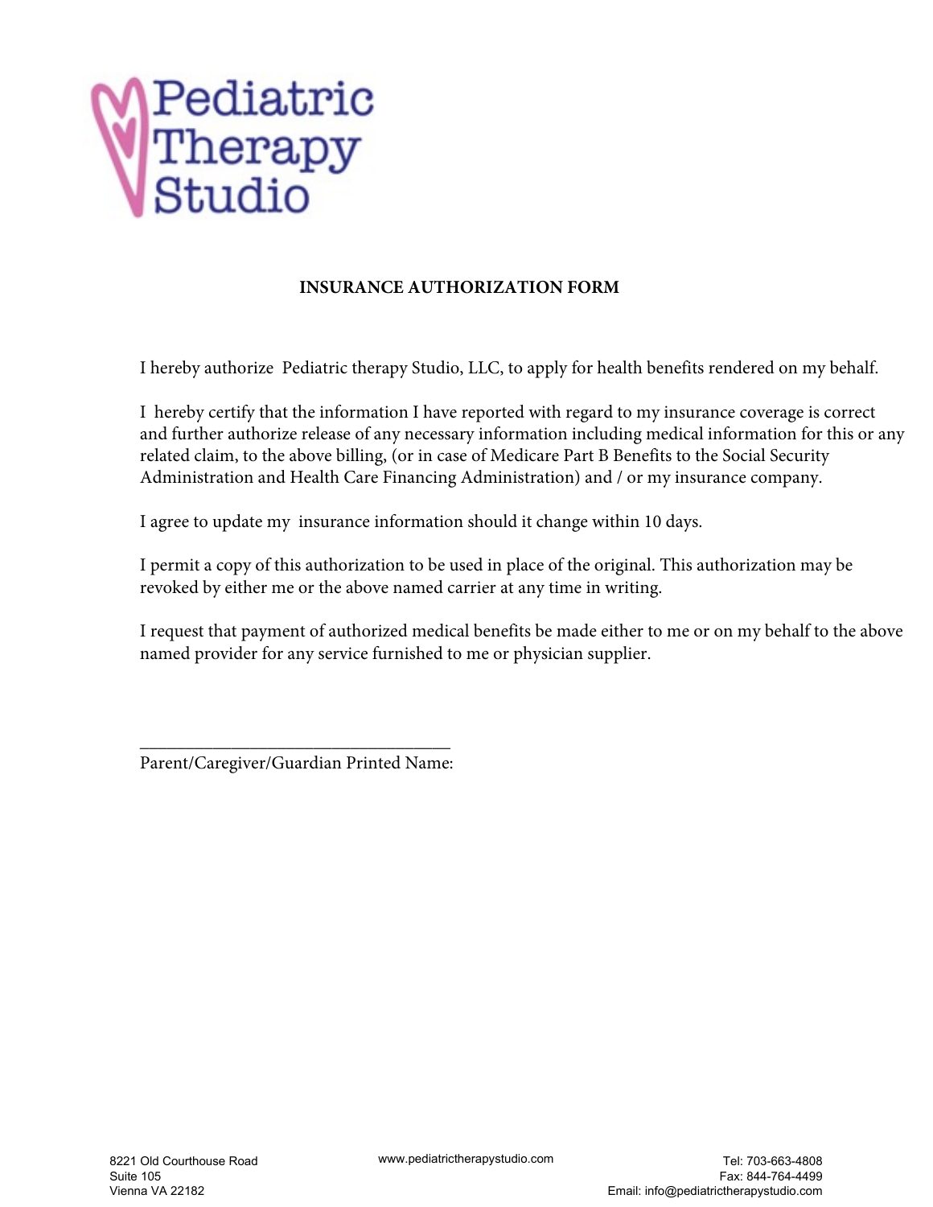Pediatric Therapy Studio

**INSURANCE AUTHORIZATION FORM**

I hereby authorize Pediatric therapy Studio, LLC, to apply for health benefits rendered on my behalf.

I hereby certify that the information I have reported with regard to my insurance coverage is correct and further authorize release of any necessary information including medical information for this or any related claim, to the above billing, (or in case of Medicare Part B Benefits to the Social Security Administration and Health Care Financing Administration) and / or my insurance company.

I agree to update my insurance information should it change within 10 days.

I permit a copy of this authorization to be used in place of the original. This authorization may be revoked by either me or the above named carrier at any time in writing.

I request that payment of authorized medical benefits be made either to me or on my behalf to the above named provider for any service furnished to me or physician supplier.

___________________________________

Parent/Caregiver/Guardian Printed Name:

8221 Old Courthouse Road
Suite 105
Vienna VA 22182

www.pediatrictherapystudio.com

Tel: 703-663-4808
Fax: 844-764-4499
Email: info@pediatrictherapystudio.com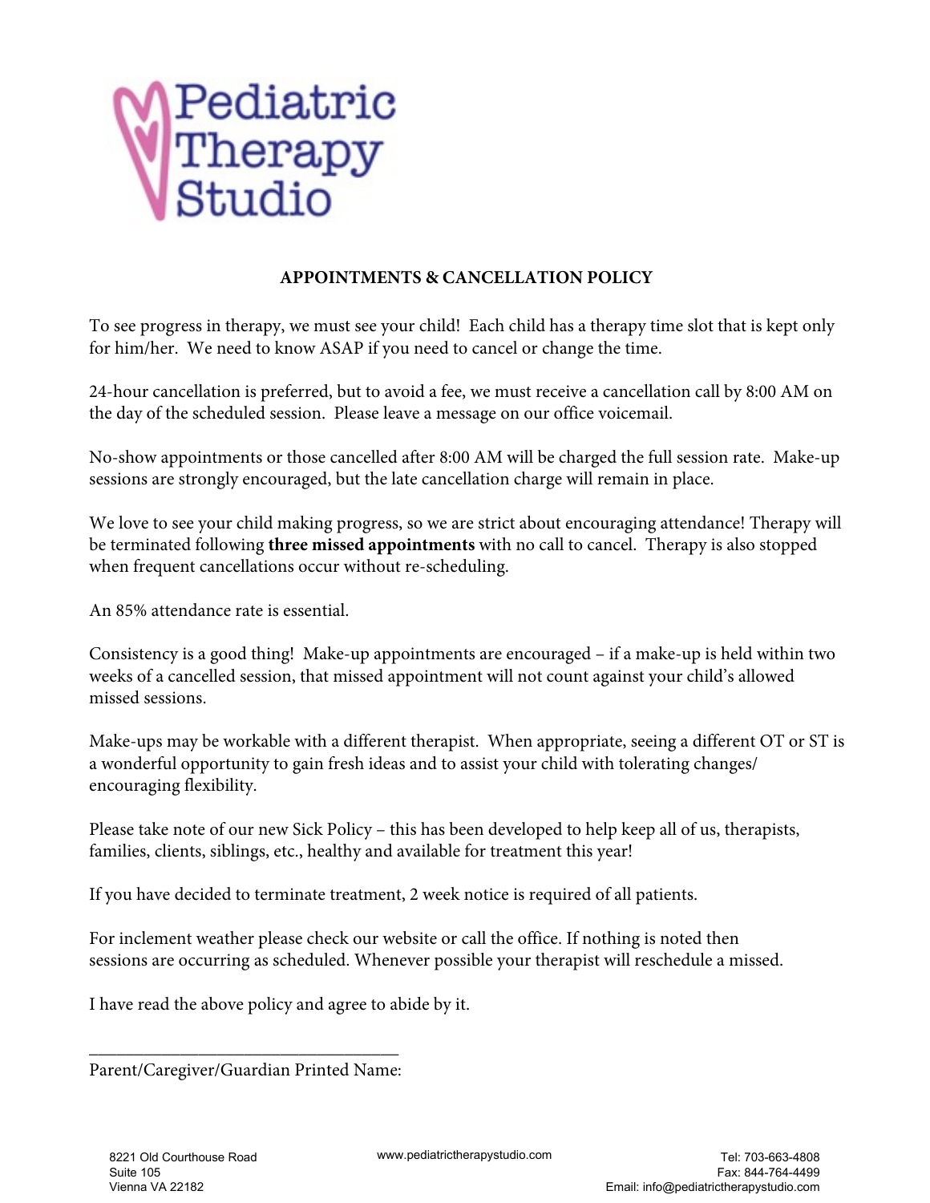Pediatric Therapy Studio

## APPOINTMENTS & CANCELLATION POLICY

To see progress in therapy, we must see your child! Each child has a therapy time slot that is kept only for him/her. We need to know ASAP if you need to cancel or change the time.

24-hour cancellation is preferred, but to avoid a fee, we must receive a cancellation call by 8:00 AM on the day of the scheduled session. Please leave a message on our office voicemail.

No-show appointments or those cancelled after 8:00 AM will be charged the full session rate. Make-up sessions are strongly encouraged, but the late cancellation charge will remain in place.

We love to see your child making progress, so we are strict about encouraging attendance! Therapy will be terminated following **three missed appointments** with no call to cancel. Therapy is also stopped when frequent cancellations occur without re-scheduling.

An 85% attendance rate is essential.

Consistency is a good thing! Make-up appointments are encouraged – if a make-up is held within two weeks of a cancelled session, that missed appointment will not count against your child's allowed missed sessions.

Make-ups may be workable with a different therapist. When appropriate, seeing a different OT or ST is a wonderful opportunity to gain fresh ideas and to assist your child with tolerating changes/ encouraging flexibility.

Please take note of our new Sick Policy – this has been developed to help keep all of us, therapists, families, clients, siblings, etc., healthy and available for treatment this year!

If you have decided to terminate treatment, 2 week notice is required of all patients.

For inclement weather please check our website or call the office. If nothing is noted then sessions are occurring as scheduled. Whenever possible your therapist will reschedule a missed.

I have read the above policy and agree to abide by it.

___________________________________

Parent/Caregiver/Guardian Printed Name:

8221 Old Courthouse Road
Suite 105
Vienna VA 22182

www.pediatrictherapystudio.com

Tel: 703-663-4808
Fax: 844-764-4499
Email: info@pediatrictherapystudio.com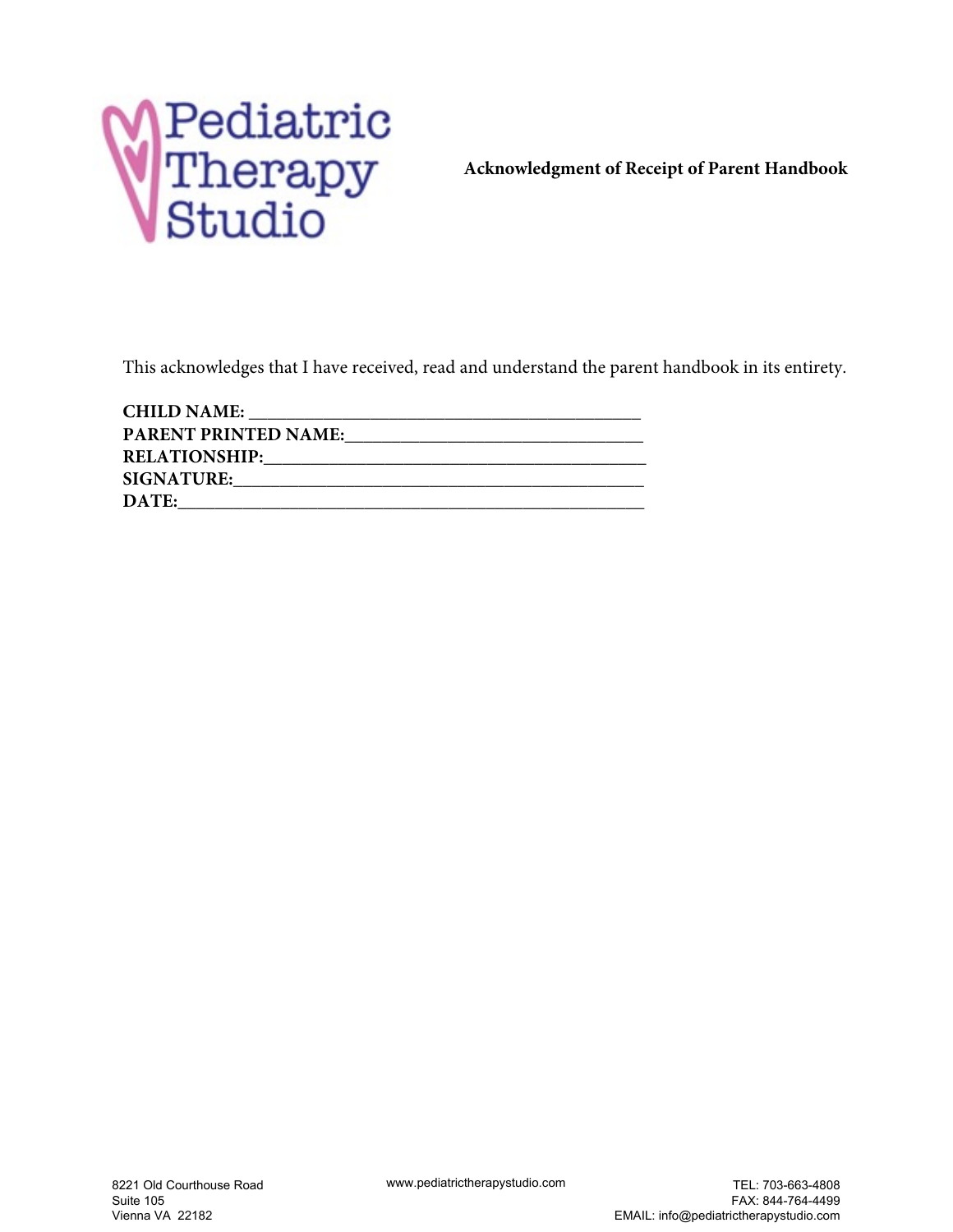Pediatric Therapy Studio

**Acknowledgment of Receipt of Parent Handbook**

This acknowledges that I have received, read and understand the parent handbook in its entirety.

**CHILD NAME:** ___________________________________________
**PARENT PRINTED NAME:**________________________________
**RELATIONSHIP:**___________________________________________
**SIGNATURE:**______________________________________________
**DATE:**____________________________________________________

8221 Old Courthouse Road
Suite 105
Vienna VA 22182

www.pediatrictherapystudio.com

TEL: 703-663-4808
FAX: 844-764-4499
EMAIL: info@pediatrictherapystudio.com